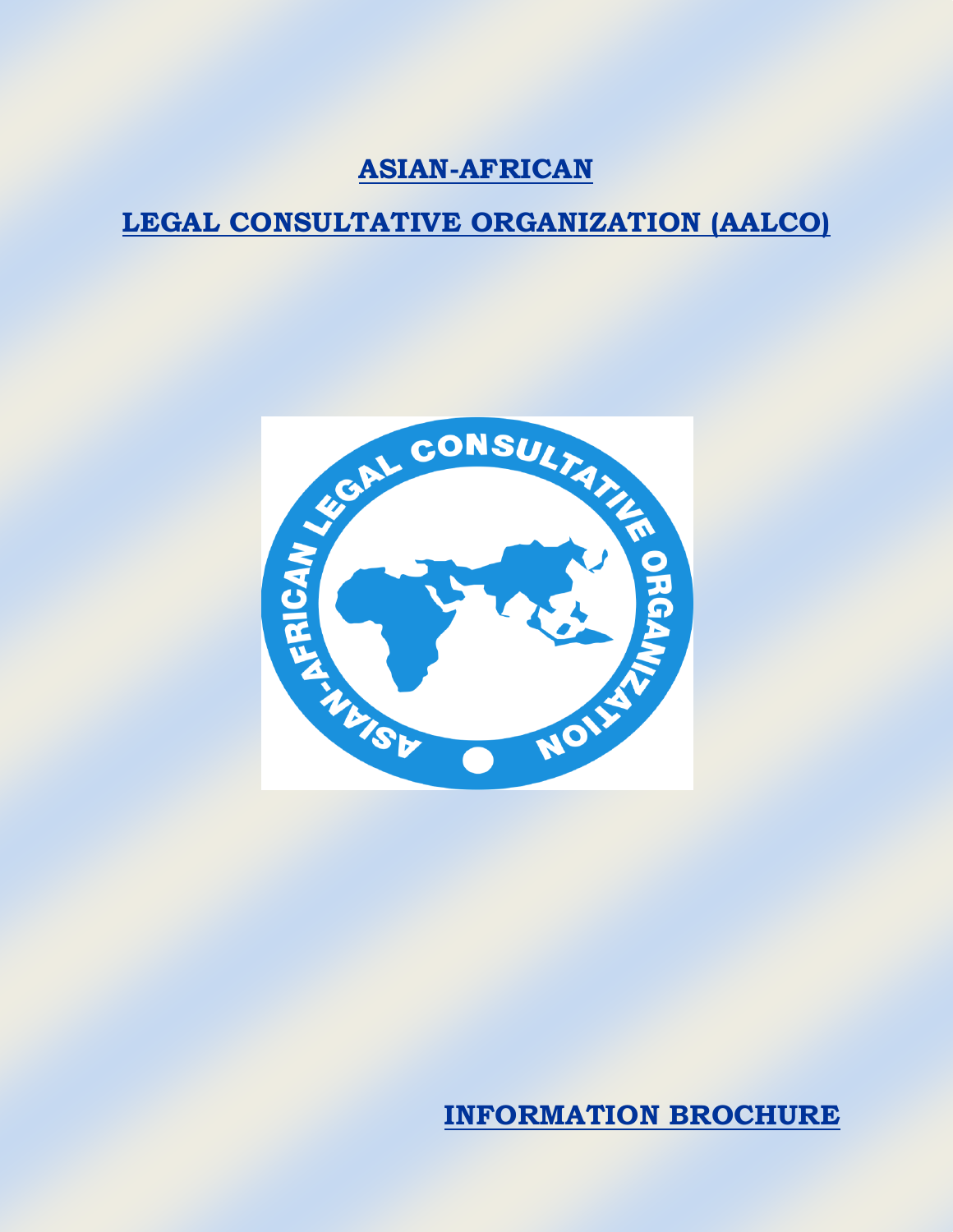# ASIAN-AFRICAN

# LEGAL CONSULTATIVE ORGANIZATION (AALCO)

**INFORMATION BROCHURE**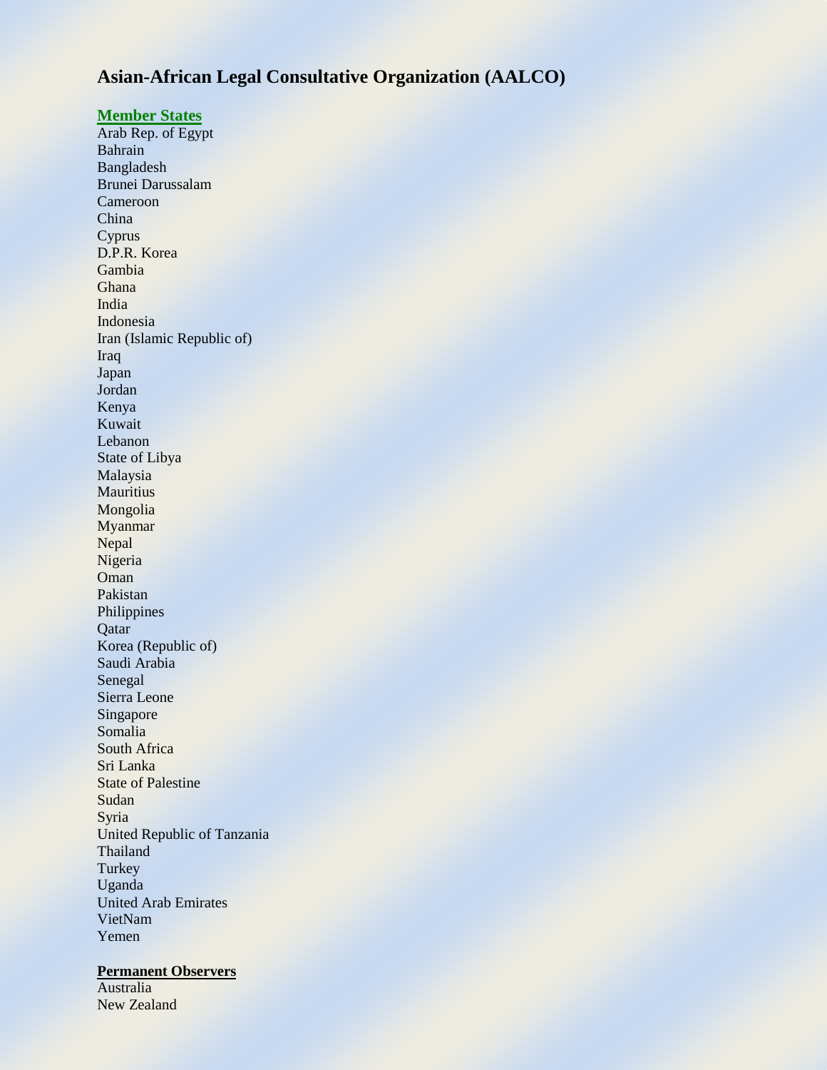# Asian-African Legal Consultative Organization (AALCO)

**Member States**

Arab Rep. of Egypt
Bahrain
Bangladesh
Brunei Darussalam
Cameroon
China
Cyprus
D.P.R. Korea
Gambia
Ghana
India
Indonesia
Iran (Islamic Republic of)
Iraq
Japan
Jordan
Kenya
Kuwait
Lebanon
State of Libya
Malaysia
Mauritius
Mongolia
Myanmar
Nepal
Nigeria
Oman
Pakistan
Philippines
Qatar
Korea (Republic of)
Saudi Arabia
Senegal
Sierra Leone
Singapore
Somalia
South Africa
Sri Lanka
State of Palestine
Sudan
Syria
United Republic of Tanzania
Thailand
Turkey
Uganda
United Arab Emirates
VietNam
Yemen

**Permanent Observers**

Australia
New Zealand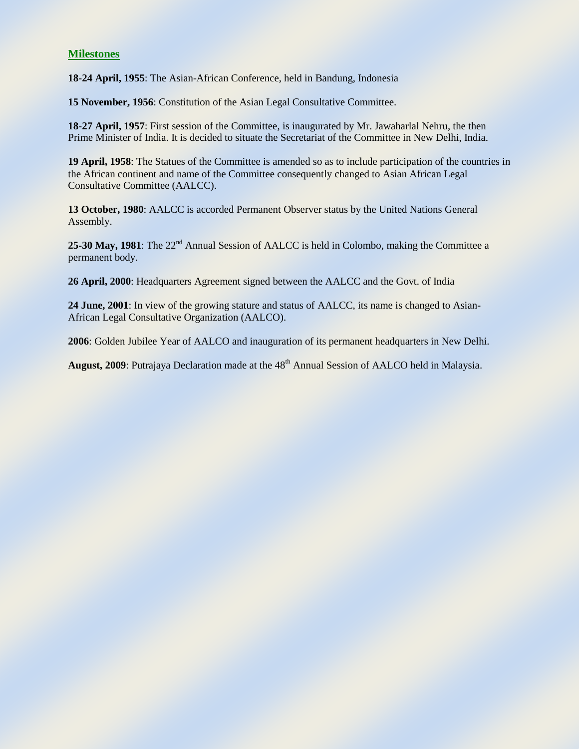## Milestones

**18-24 April, 1955**: The Asian-African Conference, held in Bandung, Indonesia

**15 November, 1956**: Constitution of the Asian Legal Consultative Committee.

**18-27 April, 1957**: First session of the Committee, is inaugurated by Mr. Jawaharlal Nehru, the then Prime Minister of India. It is decided to situate the Secretariat of the Committee in New Delhi, India.

**19 April, 1958**: The Statues of the Committee is amended so as to include participation of the countries in the African continent and name of the Committee consequently changed to Asian African Legal Consultative Committee (AALCC).

**13 October, 1980**: AALCC is accorded Permanent Observer status by the United Nations General Assembly.

**25-30 May, 1981**: The 22nd Annual Session of AALCC is held in Colombo, making the Committee a permanent body.

**26 April, 2000**: Headquarters Agreement signed between the AALCC and the Govt. of India

**24 June, 2001**: In view of the growing stature and status of AALCC, its name is changed to Asian-African Legal Consultative Organization (AALCO).

**2006**: Golden Jubilee Year of AALCO and inauguration of its permanent headquarters in New Delhi.

**August, 2009**: Putrajaya Declaration made at the 48th Annual Session of AALCO held in Malaysia.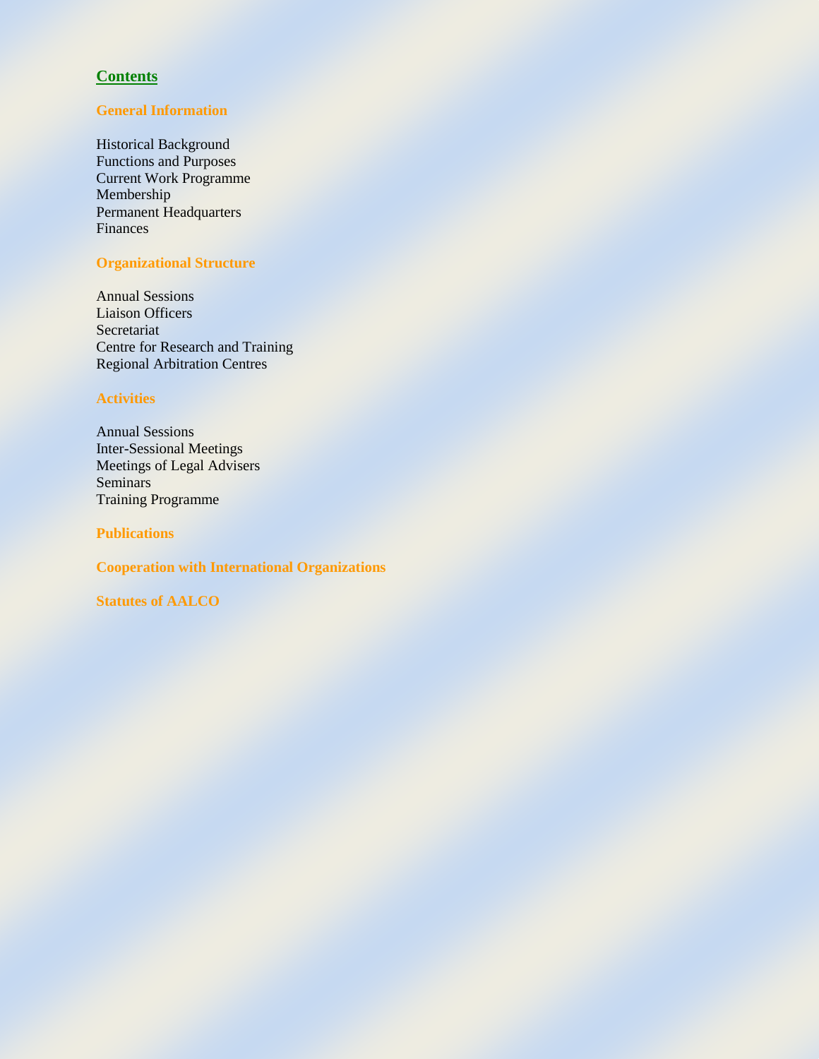# Contents

## General Information

Historical Background
Functions and Purposes
Current Work Programme
Membership
Permanent Headquarters
Finances

## Organizational Structure

Annual Sessions
Liaison Officers
Secretariat
Centre for Research and Training
Regional Arbitration Centres

## Activities

Annual Sessions
Inter-Sessional Meetings
Meetings of Legal Advisers
Seminars
Training Programme

## Publications

## Cooperation with International Organizations

## Statutes of AALCO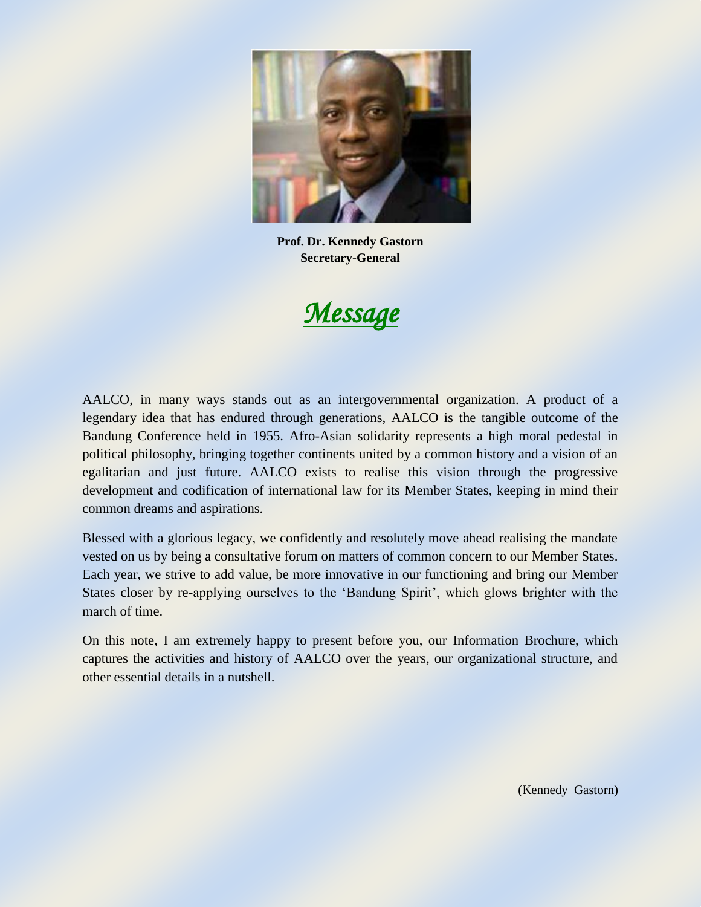**Prof. Dr. Kennedy Gastorn**
**Secretary-General**

# *Message*

AALCO, in many ways stands out as an intergovernmental organization. A product of a legendary idea that has endured through generations, AALCO is the tangible outcome of the Bandung Conference held in 1955. Afro-Asian solidarity represents a high moral pedestal in political philosophy, bringing together continents united by a common history and a vision of an egalitarian and just future. AALCO exists to realise this vision through the progressive development and codification of international law for its Member States, keeping in mind their common dreams and aspirations.

Blessed with a glorious legacy, we confidently and resolutely move ahead realising the mandate vested on us by being a consultative forum on matters of common concern to our Member States. Each year, we strive to add value, be more innovative in our functioning and bring our Member States closer by re-applying ourselves to the 'Bandung Spirit', which glows brighter with the march of time.

On this note, I am extremely happy to present before you, our Information Brochure, which captures the activities and history of AALCO over the years, our organizational structure, and other essential details in a nutshell.

(Kennedy Gastorn)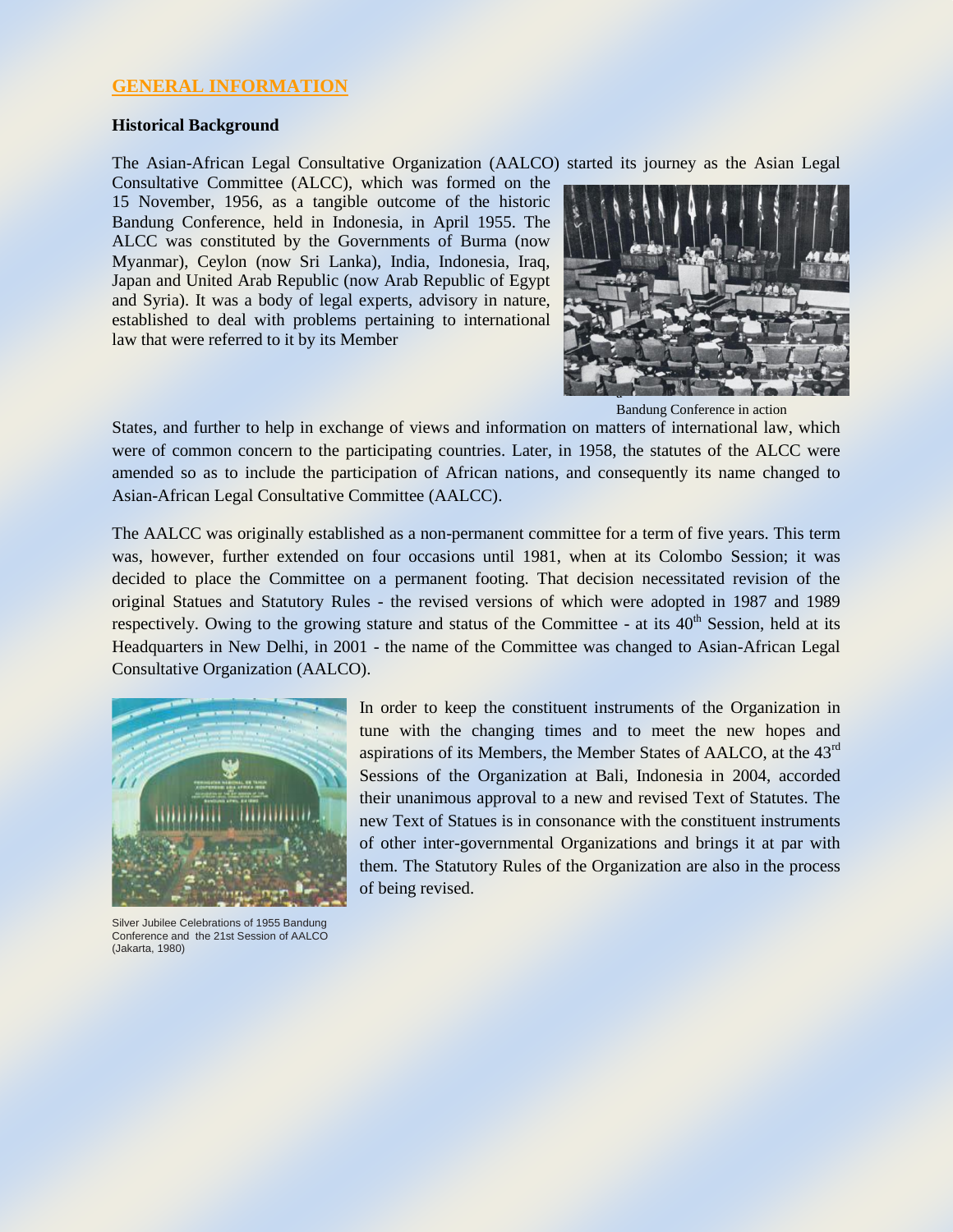## GENERAL INFORMATION

### Historical Background

The Asian-African Legal Consultative Organization (AALCO) started its journey as the Asian Legal Consultative Committee (ALCC), which was formed on the 15 November, 1956, as a tangible outcome of the historic Bandung Conference, held in Indonesia, in April 1955. The ALCC was constituted by the Governments of Burma (now Myanmar), Ceylon (now Sri Lanka), India, Indonesia, Iraq, Japan and United Arab Republic (now Arab Republic of Egypt and Syria). It was a body of legal experts, advisory in nature, established to deal with problems pertaining to international law that were referred to it by its Member States, and further to help in exchange of views and information on matters of international law, which were of common concern to the participating countries. Later, in 1958, the statutes of the ALCC were amended so as to include the participation of African nations, and consequently its name changed to Asian-African Legal Consultative Committee (AALCC).

Bandung Conference in action

The AALCC was originally established as a non-permanent committee for a term of five years. This term was, however, further extended on four occasions until 1981, when at its Colombo Session; it was decided to place the Committee on a permanent footing. That decision necessitated revision of the original Statues and Statutory Rules - the revised versions of which were adopted in 1987 and 1989 respectively. Owing to the growing stature and status of the Committee - at its 40th Session, held at its Headquarters in New Delhi, in 2001 - the name of the Committee was changed to Asian-African Legal Consultative Organization (AALCO).

In order to keep the constituent instruments of the Organization in tune with the changing times and to meet the new hopes and aspirations of its Members, the Member States of AALCO, at the 43rd Sessions of the Organization at Bali, Indonesia in 2004, accorded their unanimous approval to a new and revised Text of Statutes. The new Text of Statues is in consonance with the constituent instruments of other inter-governmental Organizations and brings it at par with them. The Statutory Rules of the Organization are also in the process of being revised.

Silver Jubilee Celebrations of 1955 Bandung Conference and the 21st Session of AALCO (Jakarta, 1980)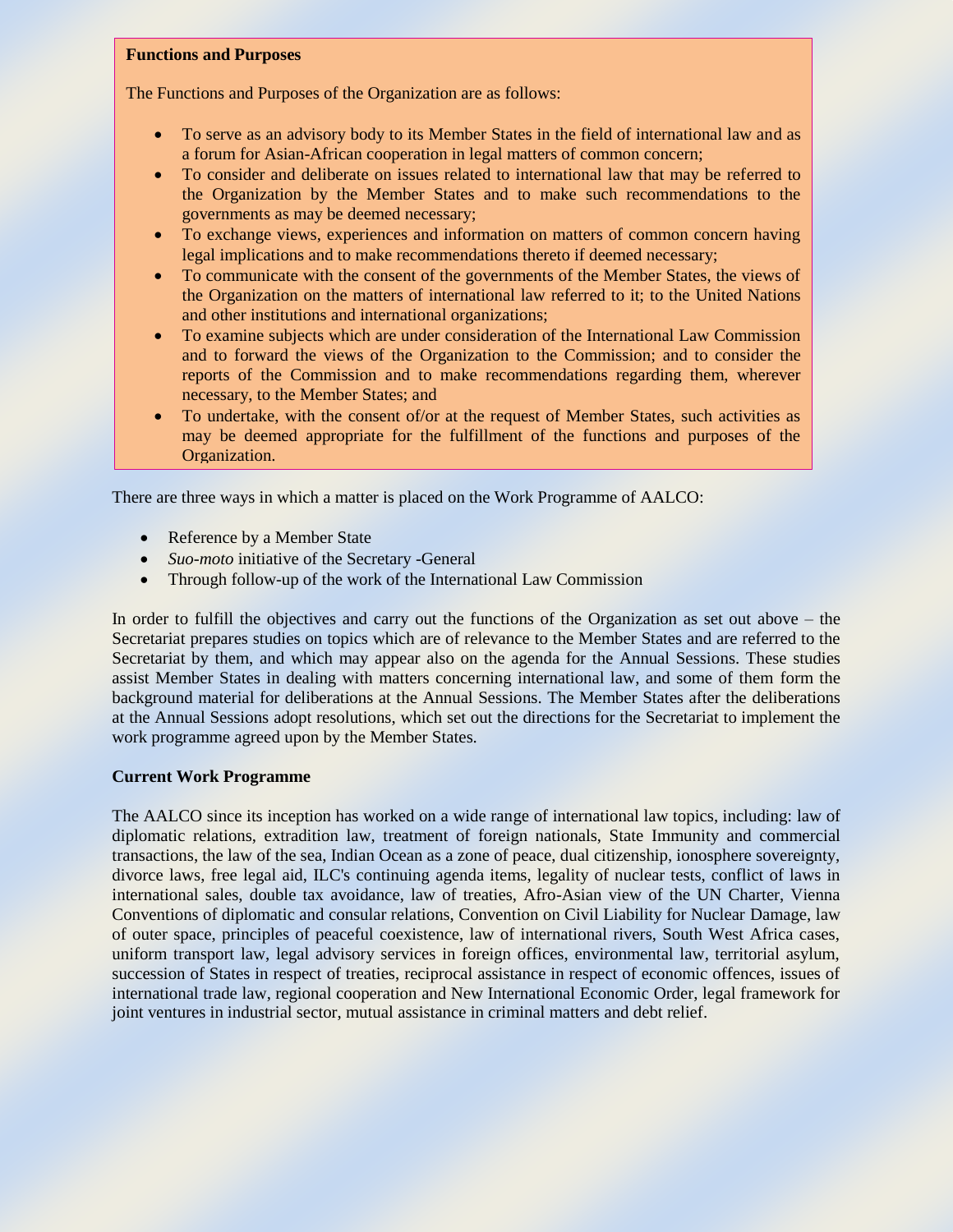**Functions and Purposes**

The Functions and Purposes of the Organization are as follows:

- To serve as an advisory body to its Member States in the field of international law and as a forum for Asian-African cooperation in legal matters of common concern;
- To consider and deliberate on issues related to international law that may be referred to the Organization by the Member States and to make such recommendations to the governments as may be deemed necessary;
- To exchange views, experiences and information on matters of common concern having legal implications and to make recommendations thereto if deemed necessary;
- To communicate with the consent of the governments of the Member States, the views of the Organization on the matters of international law referred to it; to the United Nations and other institutions and international organizations;
- To examine subjects which are under consideration of the International Law Commission and to forward the views of the Organization to the Commission; and to consider the reports of the Commission and to make recommendations regarding them, wherever necessary, to the Member States; and
- To undertake, with the consent of/or at the request of Member States, such activities as may be deemed appropriate for the fulfillment of the functions and purposes of the Organization.

There are three ways in which a matter is placed on the Work Programme of AALCO:

- Reference by a Member State
- *Suo-moto* initiative of the Secretary -General
- Through follow-up of the work of the International Law Commission

In order to fulfill the objectives and carry out the functions of the Organization as set out above – the Secretariat prepares studies on topics which are of relevance to the Member States and are referred to the Secretariat by them, and which may appear also on the agenda for the Annual Sessions. These studies assist Member States in dealing with matters concerning international law, and some of them form the background material for deliberations at the Annual Sessions. The Member States after the deliberations at the Annual Sessions adopt resolutions, which set out the directions for the Secretariat to implement the work programme agreed upon by the Member States.

**Current Work Programme**

The AALCO since its inception has worked on a wide range of international law topics, including: law of diplomatic relations, extradition law, treatment of foreign nationals, State Immunity and commercial transactions, the law of the sea, Indian Ocean as a zone of peace, dual citizenship, ionosphere sovereignty, divorce laws, free legal aid, ILC's continuing agenda items, legality of nuclear tests, conflict of laws in international sales, double tax avoidance, law of treaties, Afro-Asian view of the UN Charter, Vienna Conventions of diplomatic and consular relations, Convention on Civil Liability for Nuclear Damage, law of outer space, principles of peaceful coexistence, law of international rivers, South West Africa cases, uniform transport law, legal advisory services in foreign offices, environmental law, territorial asylum, succession of States in respect of treaties, reciprocal assistance in respect of economic offences, issues of international trade law, regional cooperation and New International Economic Order, legal framework for joint ventures in industrial sector, mutual assistance in criminal matters and debt relief.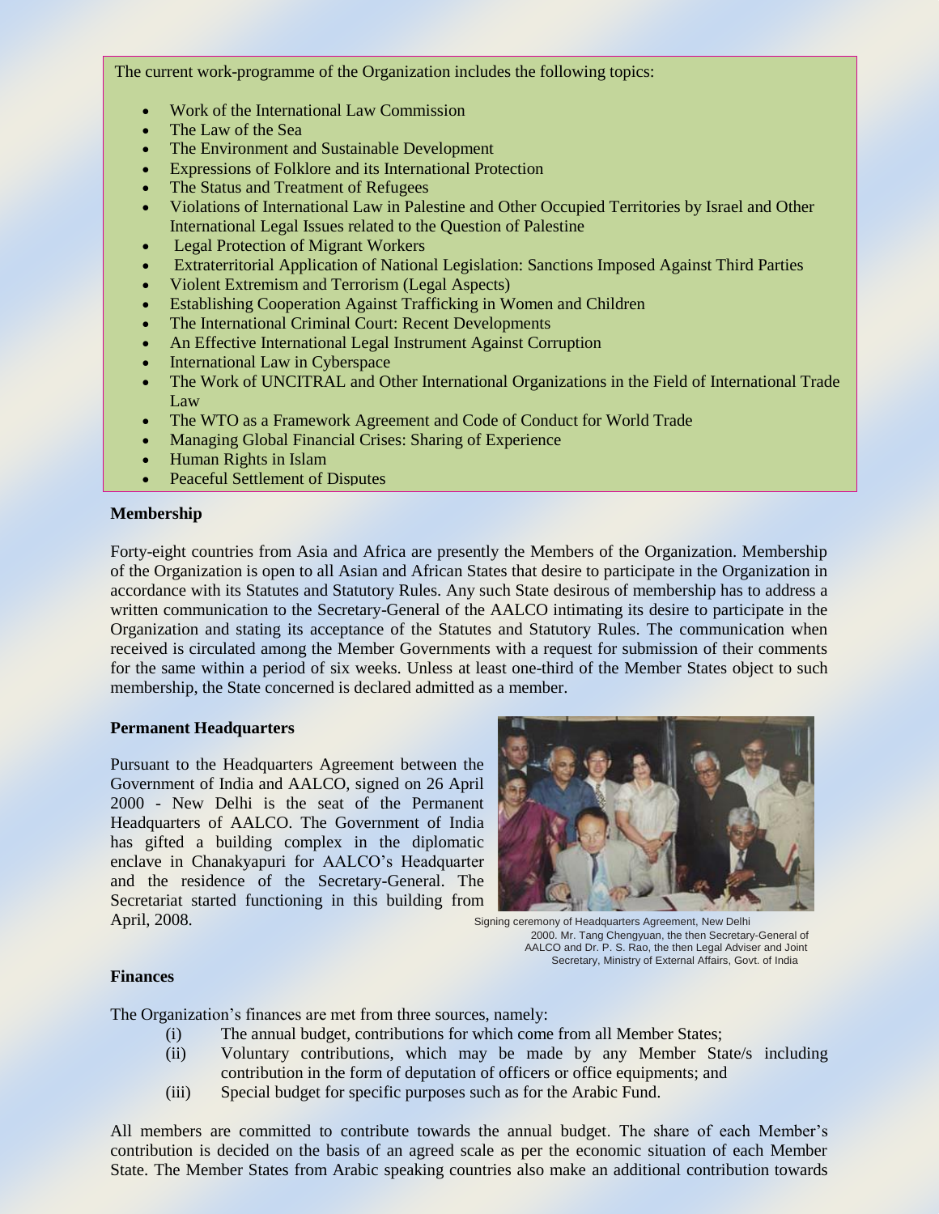The current work-programme of the Organization includes the following topics:

- Work of the International Law Commission
- The Law of the Sea
- The Environment and Sustainable Development
- Expressions of Folklore and its International Protection
- The Status and Treatment of Refugees
- Violations of International Law in Palestine and Other Occupied Territories by Israel and Other International Legal Issues related to the Question of Palestine
- Legal Protection of Migrant Workers
- Extraterritorial Application of National Legislation: Sanctions Imposed Against Third Parties
- Violent Extremism and Terrorism (Legal Aspects)
- Establishing Cooperation Against Trafficking in Women and Children
- The International Criminal Court: Recent Developments
- An Effective International Legal Instrument Against Corruption
- International Law in Cyberspace
- The Work of UNCITRAL and Other International Organizations in the Field of International Trade Law
- The WTO as a Framework Agreement and Code of Conduct for World Trade
- Managing Global Financial Crises: Sharing of Experience
- Human Rights in Islam
- Peaceful Settlement of Disputes

**Membership**

Forty-eight countries from Asia and Africa are presently the Members of the Organization. Membership of the Organization is open to all Asian and African States that desire to participate in the Organization in accordance with its Statutes and Statutory Rules. Any such State desirous of membership has to address a written communication to the Secretary-General of the AALCO intimating its desire to participate in the Organization and stating its acceptance of the Statutes and Statutory Rules. The communication when received is circulated among the Member Governments with a request for submission of their comments for the same within a period of six weeks. Unless at least one-third of the Member States object to such membership, the State concerned is declared admitted as a member.

**Permanent Headquarters**

Pursuant to the Headquarters Agreement between the Government of India and AALCO, signed on 26 April 2000 - New Delhi is the seat of the Permanent Headquarters of AALCO. The Government of India has gifted a building complex in the diplomatic enclave in Chanakyapuri for AALCO's Headquarter and the residence of the Secretary-General. The Secretariat started functioning in this building from April, 2008.

Signing ceremony of Headquarters Agreement, New Delhi 2000. Mr. Tang Chengyuan, the then Secretary-General of AALCO and Dr. P. S. Rao, the then Legal Adviser and Joint Secretary, Ministry of External Affairs, Govt. of India

**Finances**

The Organization's finances are met from three sources, namely:

(i) The annual budget, contributions for which come from all Member States;

(ii) Voluntary contributions, which may be made by any Member State/s including contribution in the form of deputation of officers or office equipments; and

(iii) Special budget for specific purposes such as for the Arabic Fund.

All members are committed to contribute towards the annual budget. The share of each Member's contribution is decided on the basis of an agreed scale as per the economic situation of each Member State. The Member States from Arabic speaking countries also make an additional contribution towards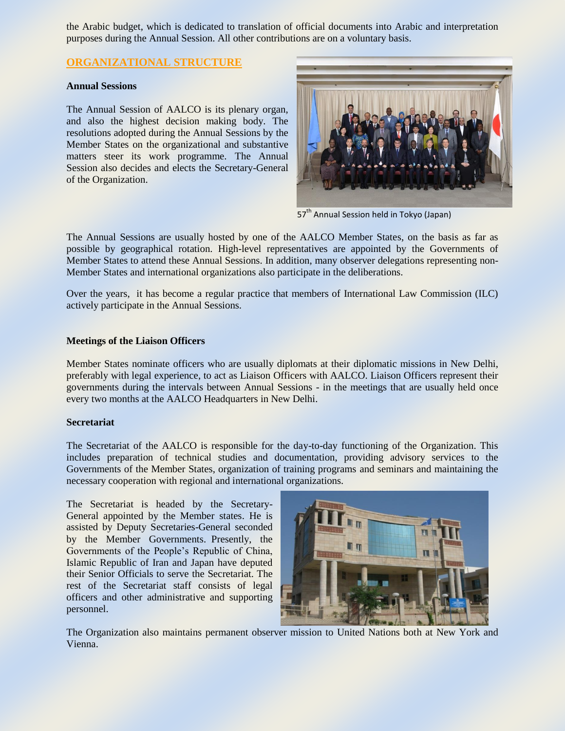the Arabic budget, which is dedicated to translation of official documents into Arabic and interpretation purposes during the Annual Session. All other contributions are on a voluntary basis.

## ORGANIZATIONAL STRUCTURE

### Annual Sessions

The Annual Session of AALCO is its plenary organ, and also the highest decision making body. The resolutions adopted during the Annual Sessions by the Member States on the organizational and substantive matters steer its work programme. The Annual Session also decides and elects the Secretary-General of the Organization.

57th Annual Session held in Tokyo (Japan)

The Annual Sessions are usually hosted by one of the AALCO Member States, on the basis as far as possible by geographical rotation. High-level representatives are appointed by the Governments of Member States to attend these Annual Sessions. In addition, many observer delegations representing non-Member States and international organizations also participate in the deliberations.

Over the years, it has become a regular practice that members of International Law Commission (ILC) actively participate in the Annual Sessions.

### Meetings of the Liaison Officers

Member States nominate officers who are usually diplomats at their diplomatic missions in New Delhi, preferably with legal experience, to act as Liaison Officers with AALCO. Liaison Officers represent their governments during the intervals between Annual Sessions - in the meetings that are usually held once every two months at the AALCO Headquarters in New Delhi.

### Secretariat

The Secretariat of the AALCO is responsible for the day-to-day functioning of the Organization. This includes preparation of technical studies and documentation, providing advisory services to the Governments of the Member States, organization of training programs and seminars and maintaining the necessary cooperation with regional and international organizations.

The Secretariat is headed by the Secretary-General appointed by the Member states. He is assisted by Deputy Secretaries-General seconded by the Member Governments. Presently, the Governments of the People's Republic of China, Islamic Republic of Iran and Japan have deputed their Senior Officials to serve the Secretariat. The rest of the Secretariat staff consists of legal officers and other administrative and supporting personnel.

The Organization also maintains permanent observer mission to United Nations both at New York and Vienna.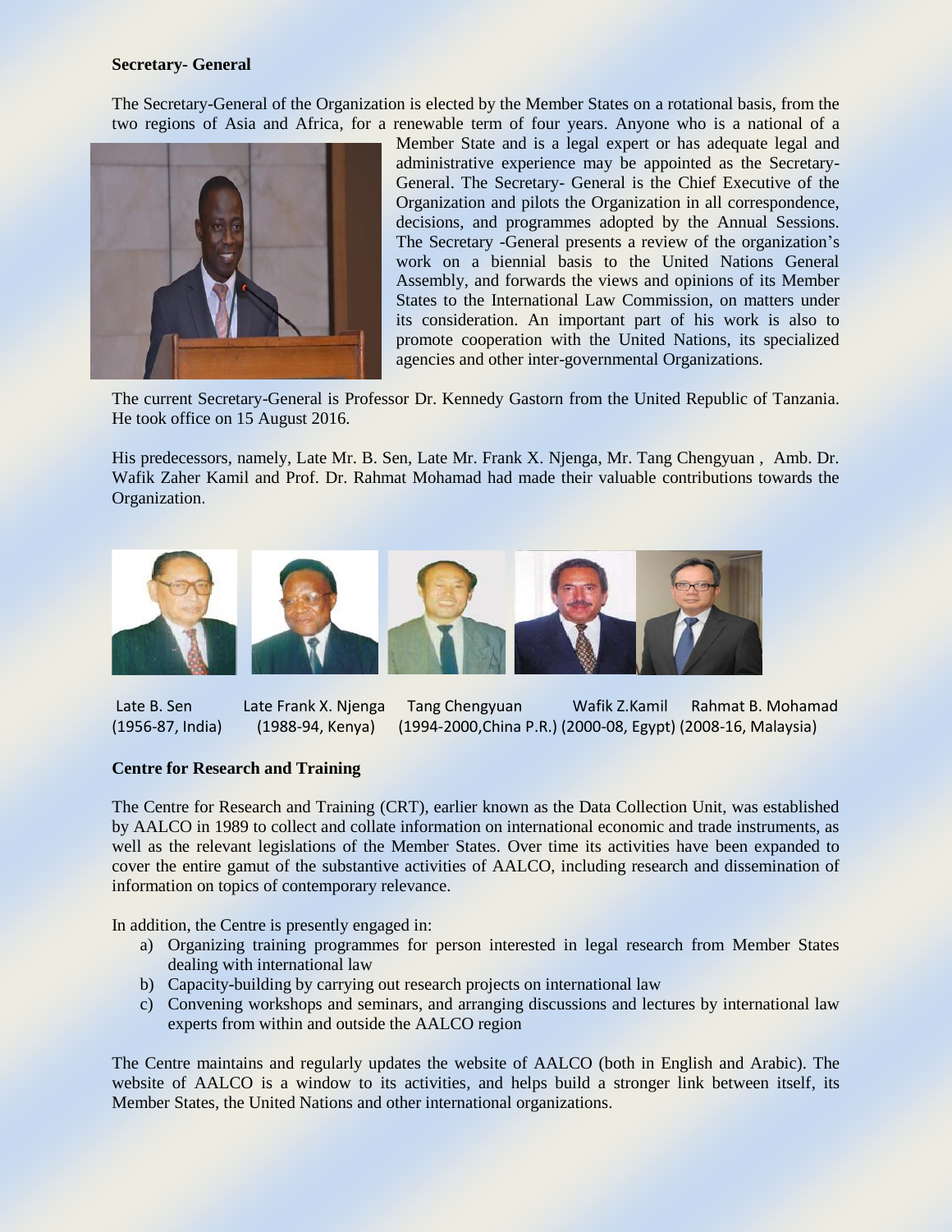**Secretary- General**

The Secretary-General of the Organization is elected by the Member States on a rotational basis, from the two regions of Asia and Africa, for a renewable term of four years. Anyone who is a national of a Member State and is a legal expert or has adequate legal and administrative experience may be appointed as the Secretary-General. The Secretary- General is the Chief Executive of the Organization and pilots the Organization in all correspondence, decisions, and programmes adopted by the Annual Sessions. The Secretary -General presents a review of the organization's work on a biennial basis to the United Nations General Assembly, and forwards the views and opinions of its Member States to the International Law Commission, on matters under its consideration. An important part of his work is also to promote cooperation with the United Nations, its specialized agencies and other inter-governmental Organizations.

The current Secretary-General is Professor Dr. Kennedy Gastorn from the United Republic of Tanzania. He took office on 15 August 2016.

His predecessors, namely, Late Mr. B. Sen, Late Mr. Frank X. Njenga, Mr. Tang Chengyuan , Amb. Dr. Wafik Zaher Kamil and Prof. Dr. Rahmat Mohamad had made their valuable contributions towards the Organization.

Late B. Sen (1956-87, India) | Late Frank X. Njenga (1988-94, Kenya) | Tang Chengyuan (1994-2000,China P.R.) | Wafik Z.Kamil (2000-08, Egypt) | Rahmat B. Mohamad (2008-16, Malaysia)

**Centre for Research and Training**

The Centre for Research and Training (CRT), earlier known as the Data Collection Unit, was established by AALCO in 1989 to collect and collate information on international economic and trade instruments, as well as the relevant legislations of the Member States. Over time its activities have been expanded to cover the entire gamut of the substantive activities of AALCO, including research and dissemination of information on topics of contemporary relevance.

In addition, the Centre is presently engaged in:

a) Organizing training programmes for person interested in legal research from Member States dealing with international law
b) Capacity-building by carrying out research projects on international law
c) Convening workshops and seminars, and arranging discussions and lectures by international law experts from within and outside the AALCO region

The Centre maintains and regularly updates the website of AALCO (both in English and Arabic). The website of AALCO is a window to its activities, and helps build a stronger link between itself, its Member States, the United Nations and other international organizations.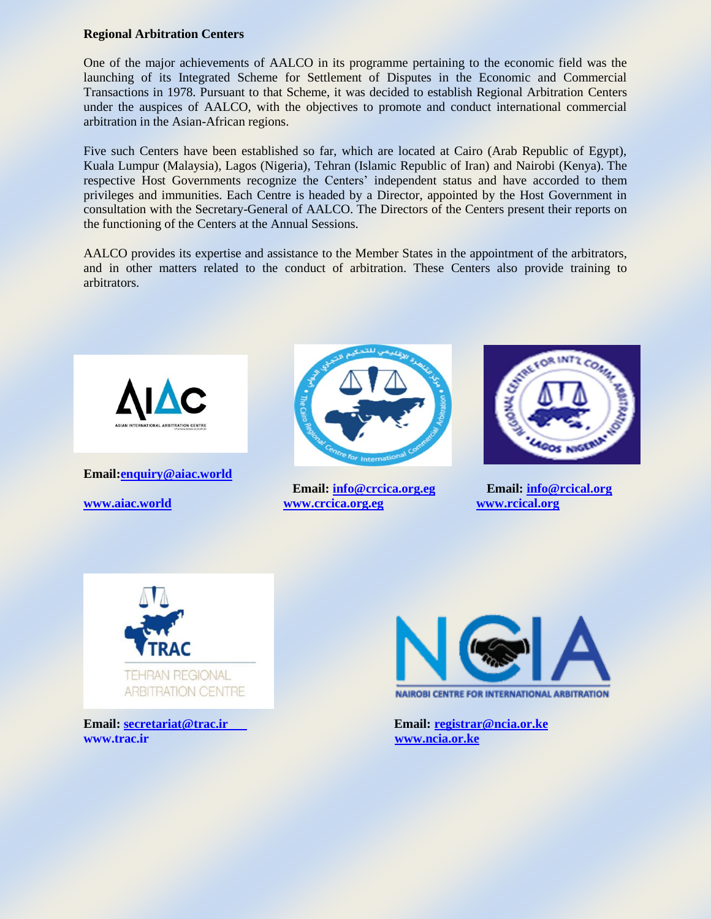**Regional Arbitration Centers**

One of the major achievements of AALCO in its programme pertaining to the economic field was the launching of its Integrated Scheme for Settlement of Disputes in the Economic and Commercial Transactions in 1978. Pursuant to that Scheme, it was decided to establish Regional Arbitration Centers under the auspices of AALCO, with the objectives to promote and conduct international commercial arbitration in the Asian-African regions.

Five such Centers have been established so far, which are located at Cairo (Arab Republic of Egypt), Kuala Lumpur (Malaysia), Lagos (Nigeria), Tehran (Islamic Republic of Iran) and Nairobi (Kenya). The respective Host Governments recognize the Centers' independent status and have accorded to them privileges and immunities. Each Centre is headed by a Director, appointed by the Host Government in consultation with the Secretary-General of AALCO. The Directors of the Centers present their reports on the functioning of the Centers at the Annual Sessions.

AALCO provides its expertise and assistance to the Member States in the appointment of the arbitrators, and in other matters related to the conduct of arbitration. These Centers also provide training to arbitrators.

**Email:enquiry@aiac.world**

**www.aiac.world**

**Email: info@crcica.org.eg**
**www.crcica.org.eg**

**Email: info@rcical.org**
**www.rcical.org**

**Email: secretariat@trac.ir**
**www.trac.ir**

**Email: registrar@ncia.or.ke**
**www.ncia.or.ke**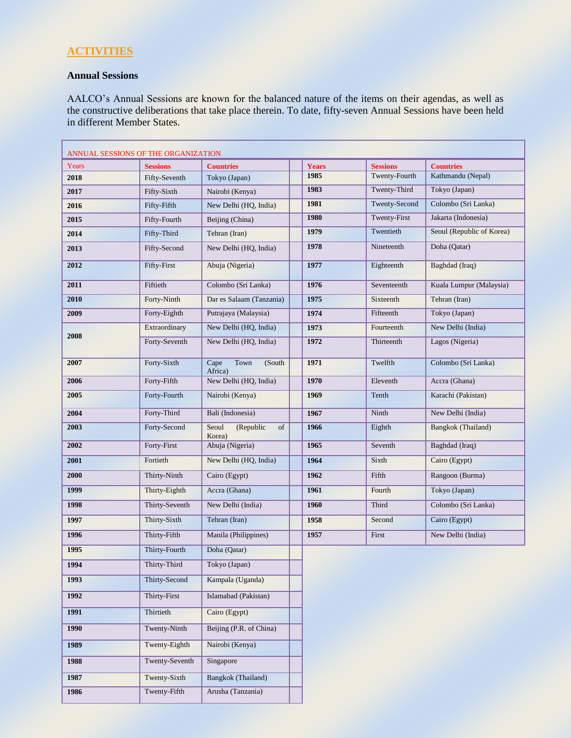## ACTIVITIES

### Annual Sessions

AALCO's Annual Sessions are known for the balanced nature of the items on their agendas, as well as the constructive deliberations that take place therein. To date, fifty-seven Annual Sessions have been held in different Member States.

ANNUAL SESSIONS OF THE ORGANIZATION

| Years | Sessions | Countries |
|---|---|---|
| 2018 | Fifty-Seventh | Tokyo (Japan) |
| 2017 | Fifty-Sixth | Nairobi (Kenya) |
| 2016 | Fifty-Fifth | New Delhi (HQ, India) |
| 2015 | Fifty-Fourth | Beijing (China) |
| 2014 | Fifty-Third | Tehran (Iran) |
| 2013 | Fifty-Second | New Delhi (HQ, India) |
| 2012 | Fifty-First | Abuja (Nigeria) |
| 2011 | Fiftieth | Colombo (Sri Lanka) |
| 2010 | Forty-Ninth | Dar es Salaam (Tanzania) |
| 2009 | Forty-Eighth | Putrajaya (Malaysia) |
| 2008 | Extraordinary | New Delhi (HQ, India) |
| | Forty-Seventh | New Delhi (HQ, India) |
| 2007 | Forty-Sixth | Cape Town (South Africa) |
| 2006 | Forty-Fifth | New Delhi (HQ, India) |
| 2005 | Forty-Fourth | Nairobi (Kenya) |
| 2004 | Forty-Third | Bali (Indonesia) |
| 2003 | Forty-Second | Seoul (Republic of Korea) |
| 2002 | Forty-First | Abuja (Nigeria) |
| 2001 | Fortieth | New Delhi (HQ, India) |
| 2000 | Thirty-Ninth | Cairo (Egypt) |
| 1999 | Thirty-Eighth | Accra (Ghana) |
| 1998 | Thirty-Seventh | New Delhi (India) |
| 1997 | Thirty-Sixth | Tehran (Iran) |
| 1996 | Thirty-Fifth | Manila (Philippines) |
| 1995 | Thirty-Fourth | Doha (Qatar) |
| 1994 | Thirty-Third | Tokyo (Japan) |
| 1993 | Thirty-Second | Kampala (Uganda) |
| 1992 | Thirty-First | Islamabad (Pakistan) |
| 1991 | Thirtieth | Cairo (Egypt) |
| 1990 | Twenty-Ninth | Beijing (P.R. of China) |
| 1989 | Twenty-Eighth | Nairobi (Kenya) |
| 1988 | Twenty-Seventh | Singapore |
| 1987 | Twenty-Sixth | Bangkok (Thailand) |
| 1986 | Twenty-Fifth | Arusha (Tanzania) |
| 1985 | Twenty-Fourth | Kathmandu (Nepal) |
| 1983 | Twenty-Third | Tokyo (Japan) |
| 1981 | Twenty-Second | Colombo (Sri Lanka) |
| 1980 | Twenty-First | Jakarta (Indonesia) |
| 1979 | Twentieth | Seoul (Republic of Korea) |
| 1978 | Nineteenth | Doha (Qatar) |
| 1977 | Eighteenth | Baghdad (Iraq) |
| 1976 | Seventeenth | Kuala Lumpur (Malaysia) |
| 1975 | Sixteenth | Tehran (Iran) |
| 1974 | Fifteenth | Tokyo (Japan) |
| 1973 | Fourteenth | New Delhi (India) |
| 1972 | Thirteenth | Lagos (Nigeria) |
| 1971 | Twelfth | Colombo (Sri Lanka) |
| 1970 | Eleventh | Accra (Ghana) |
| 1969 | Tenth | Karachi (Pakistan) |
| 1967 | Ninth | New Delhi (India) |
| 1966 | Eighth | Bangkok (Thailand) |
| 1965 | Seventh | Baghdad (Iraq) |
| 1964 | Sixth | Cairo (Egypt) |
| 1962 | Fifth | Rangoon (Burma) |
| 1961 | Fourth | Tokyo (Japan) |
| 1960 | Third | Colombo (Sri Lanka) |
| 1958 | Second | Cairo (Egypt) |
| 1957 | First | New Delhi (India) |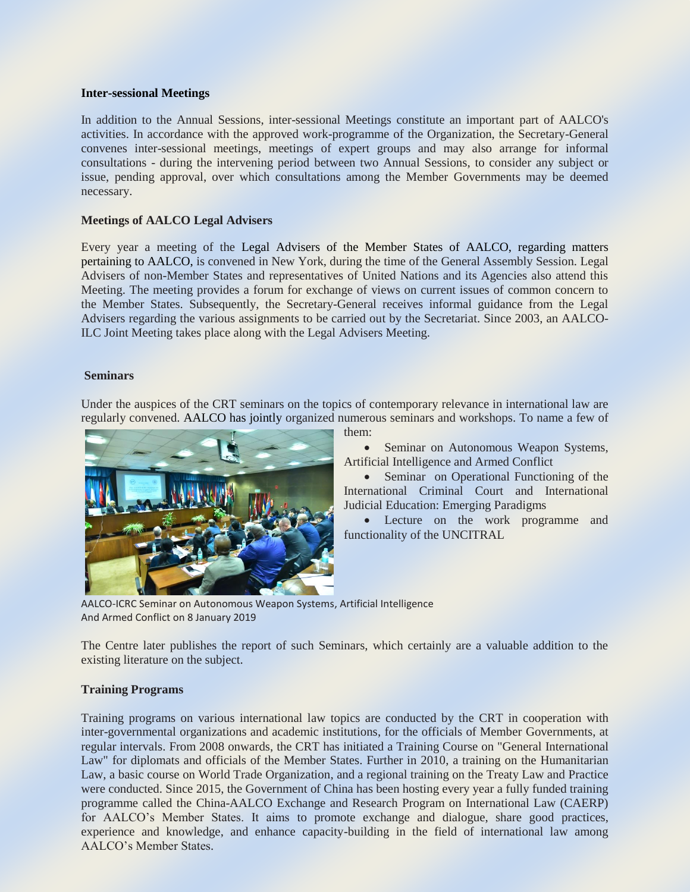**Inter-sessional Meetings**

In addition to the Annual Sessions, inter-sessional Meetings constitute an important part of AALCO's activities. In accordance with the approved work-programme of the Organization, the Secretary-General convenes inter-sessional meetings, meetings of expert groups and may also arrange for informal consultations - during the intervening period between two Annual Sessions, to consider any subject or issue, pending approval, over which consultations among the Member Governments may be deemed necessary.

**Meetings of AALCO Legal Advisers**

Every year a meeting of the Legal Advisers of the Member States of AALCO, regarding matters pertaining to AALCO, is convened in New York, during the time of the General Assembly Session. Legal Advisers of non-Member States and representatives of United Nations and its Agencies also attend this Meeting. The meeting provides a forum for exchange of views on current issues of common concern to the Member States. Subsequently, the Secretary-General receives informal guidance from the Legal Advisers regarding the various assignments to be carried out by the Secretariat. Since 2003, an AALCO-ILC Joint Meeting takes place along with the Legal Advisers Meeting.

**Seminars**

Under the auspices of the CRT seminars on the topics of contemporary relevance in international law are regularly convened. AALCO has jointly organized numerous seminars and workshops. To name a few of them:

- Seminar on Autonomous Weapon Systems, Artificial Intelligence and Armed Conflict
- Seminar on Operational Functioning of the International Criminal Court and International Judicial Education: Emerging Paradigms
- Lecture on the work programme and functionality of the UNCITRAL

AALCO-ICRC Seminar on Autonomous Weapon Systems, Artificial Intelligence And Armed Conflict on 8 January 2019

The Centre later publishes the report of such Seminars, which certainly are a valuable addition to the existing literature on the subject.

**Training Programs**

Training programs on various international law topics are conducted by the CRT in cooperation with inter-governmental organizations and academic institutions, for the officials of Member Governments, at regular intervals. From 2008 onwards, the CRT has initiated a Training Course on "General International Law" for diplomats and officials of the Member States. Further in 2010, a training on the Humanitarian Law, a basic course on World Trade Organization, and a regional training on the Treaty Law and Practice were conducted. Since 2015, the Government of China has been hosting every year a fully funded training programme called the China-AALCO Exchange and Research Program on International Law (CAERP) for AALCO's Member States. It aims to promote exchange and dialogue, share good practices, experience and knowledge, and enhance capacity-building in the field of international law among AALCO's Member States.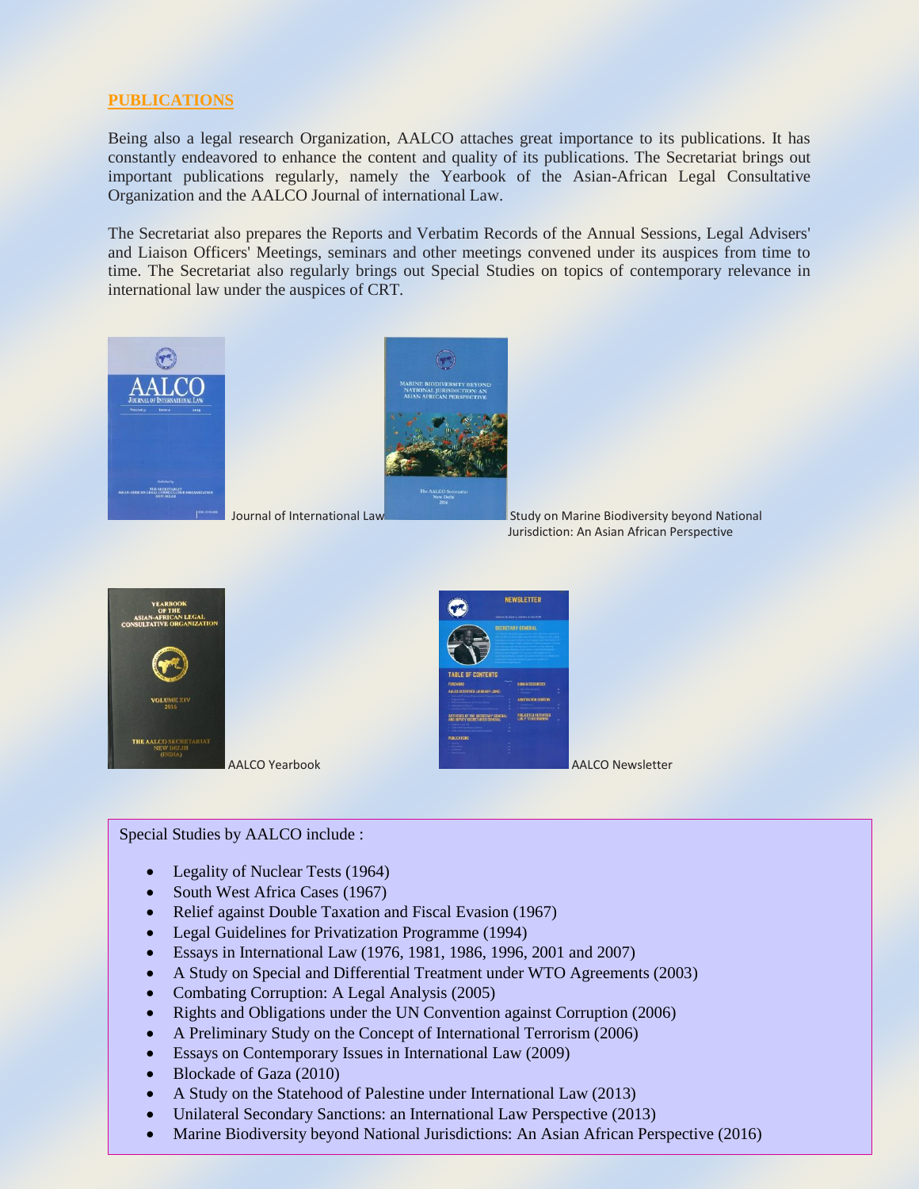## PUBLICATIONS

Being also a legal research Organization, AALCO attaches great importance to its publications. It has constantly endeavored to enhance the content and quality of its publications. The Secretariat brings out important publications regularly, namely the Yearbook of the Asian-African Legal Consultative Organization and the AALCO Journal of international Law.

The Secretariat also prepares the Reports and Verbatim Records of the Annual Sessions, Legal Advisers' and Liaison Officers' Meetings, seminars and other meetings convened under its auspices from time to time. The Secretariat also regularly brings out Special Studies on topics of contemporary relevance in international law under the auspices of CRT.

Journal of International Law

Study on Marine Biodiversity beyond National Jurisdiction: An Asian African Perspective

AALCO Yearbook

AALCO Newsletter

Special Studies by AALCO include :

- Legality of Nuclear Tests (1964)
- South West Africa Cases (1967)
- Relief against Double Taxation and Fiscal Evasion (1967)
- Legal Guidelines for Privatization Programme (1994)
- Essays in International Law (1976, 1981, 1986, 1996, 2001 and 2007)
- A Study on Special and Differential Treatment under WTO Agreements (2003)
- Combating Corruption: A Legal Analysis (2005)
- Rights and Obligations under the UN Convention against Corruption (2006)
- A Preliminary Study on the Concept of International Terrorism (2006)
- Essays on Contemporary Issues in International Law (2009)
- Blockade of Gaza (2010)
- A Study on the Statehood of Palestine under International Law (2013)
- Unilateral Secondary Sanctions: an International Law Perspective (2013)
- Marine Biodiversity beyond National Jurisdictions: An Asian African Perspective (2016)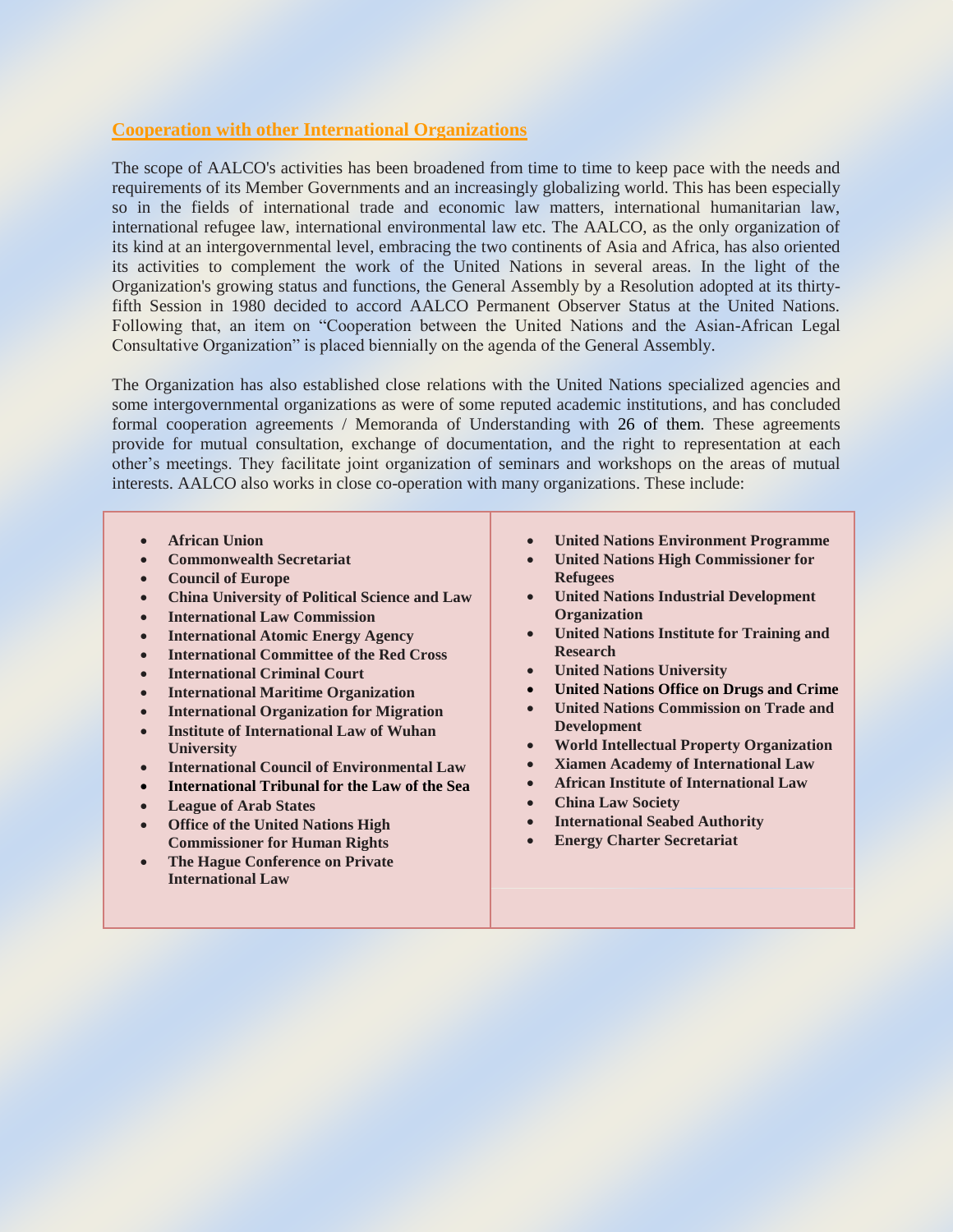## Cooperation with other International Organizations

The scope of AALCO's activities has been broadened from time to time to keep pace with the needs and requirements of its Member Governments and an increasingly globalizing world. This has been especially so in the fields of international trade and economic law matters, international humanitarian law, international refugee law, international environmental law etc. The AALCO, as the only organization of its kind at an intergovernmental level, embracing the two continents of Asia and Africa, has also oriented its activities to complement the work of the United Nations in several areas. In the light of the Organization's growing status and functions, the General Assembly by a Resolution adopted at its thirty-fifth Session in 1980 decided to accord AALCO Permanent Observer Status at the United Nations. Following that, an item on "Cooperation between the United Nations and the Asian-African Legal Consultative Organization" is placed biennially on the agenda of the General Assembly.

The Organization has also established close relations with the United Nations specialized agencies and some intergovernmental organizations as were of some reputed academic institutions, and has concluded formal cooperation agreements / Memoranda of Understanding with 26 of them. These agreements provide for mutual consultation, exchange of documentation, and the right to representation at each other's meetings. They facilitate joint organization of seminars and workshops on the areas of mutual interests. AALCO also works in close co-operation with many organizations. These include:

- **African Union**
- **Commonwealth Secretariat**
- **Council of Europe**
- **China University of Political Science and Law**
- **International Law Commission**
- **International Atomic Energy Agency**
- **International Committee of the Red Cross**
- **International Criminal Court**
- **International Maritime Organization**
- **International Organization for Migration**
- **Institute of International Law of Wuhan University**
- **International Council of Environmental Law**
- **International Tribunal for the Law of the Sea**
- **League of Arab States**
- **Office of the United Nations High Commissioner for Human Rights**
- **The Hague Conference on Private International Law**
- **United Nations Environment Programme**
- **United Nations High Commissioner for Refugees**
- **United Nations Industrial Development Organization**
- **United Nations Institute for Training and Research**
- **United Nations University**
- **United Nations Office on Drugs and Crime**
- **United Nations Commission on Trade and Development**
- **World Intellectual Property Organization**
- **Xiamen Academy of International Law**
- **African Institute of International Law**
- **China Law Society**
- **International Seabed Authority**
- **Energy Charter Secretariat**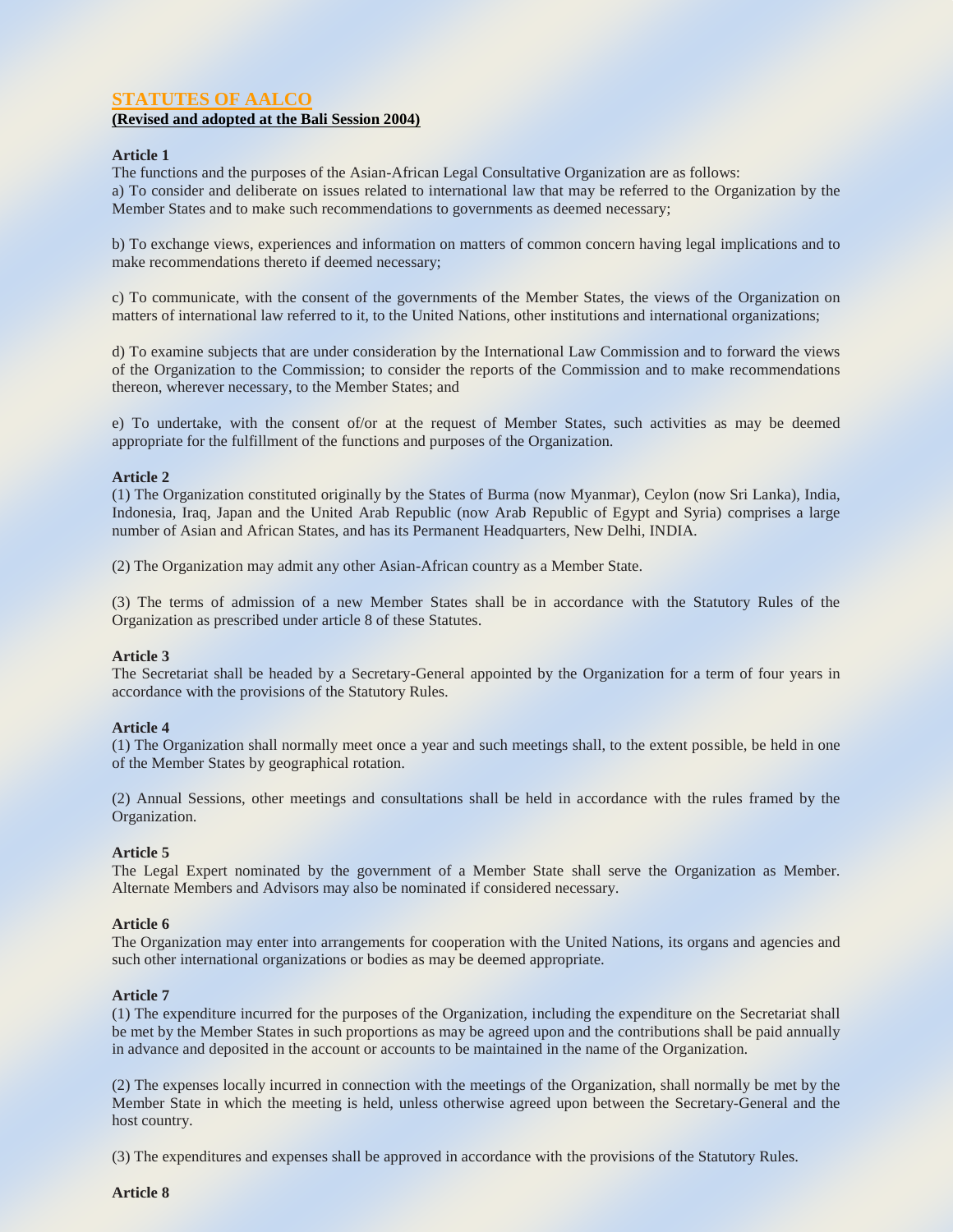## STATUTES OF AALCO

**(Revised and adopted at the Bali Session 2004)**

**Article 1**

The functions and the purposes of the Asian-African Legal Consultative Organization are as follows:

a) To consider and deliberate on issues related to international law that may be referred to the Organization by the Member States and to make such recommendations to governments as deemed necessary;

b) To exchange views, experiences and information on matters of common concern having legal implications and to make recommendations thereto if deemed necessary;

c) To communicate, with the consent of the governments of the Member States, the views of the Organization on matters of international law referred to it, to the United Nations, other institutions and international organizations;

d) To examine subjects that are under consideration by the International Law Commission and to forward the views of the Organization to the Commission; to consider the reports of the Commission and to make recommendations thereon, wherever necessary, to the Member States; and

e) To undertake, with the consent of/or at the request of Member States, such activities as may be deemed appropriate for the fulfillment of the functions and purposes of the Organization.

**Article 2**

(1) The Organization constituted originally by the States of Burma (now Myanmar), Ceylon (now Sri Lanka), India, Indonesia, Iraq, Japan and the United Arab Republic (now Arab Republic of Egypt and Syria) comprises a large number of Asian and African States, and has its Permanent Headquarters, New Delhi, INDIA.

(2) The Organization may admit any other Asian-African country as a Member State.

(3) The terms of admission of a new Member States shall be in accordance with the Statutory Rules of the Organization as prescribed under article 8 of these Statutes.

**Article 3**

The Secretariat shall be headed by a Secretary-General appointed by the Organization for a term of four years in accordance with the provisions of the Statutory Rules.

**Article 4**

(1) The Organization shall normally meet once a year and such meetings shall, to the extent possible, be held in one of the Member States by geographical rotation.

(2) Annual Sessions, other meetings and consultations shall be held in accordance with the rules framed by the Organization.

**Article 5**

The Legal Expert nominated by the government of a Member State shall serve the Organization as Member. Alternate Members and Advisors may also be nominated if considered necessary.

**Article 6**

The Organization may enter into arrangements for cooperation with the United Nations, its organs and agencies and such other international organizations or bodies as may be deemed appropriate.

**Article 7**

(1) The expenditure incurred for the purposes of the Organization, including the expenditure on the Secretariat shall be met by the Member States in such proportions as may be agreed upon and the contributions shall be paid annually in advance and deposited in the account or accounts to be maintained in the name of the Organization.

(2) The expenses locally incurred in connection with the meetings of the Organization, shall normally be met by the Member State in which the meeting is held, unless otherwise agreed upon between the Secretary-General and the host country.

(3) The expenditures and expenses shall be approved in accordance with the provisions of the Statutory Rules.

**Article 8**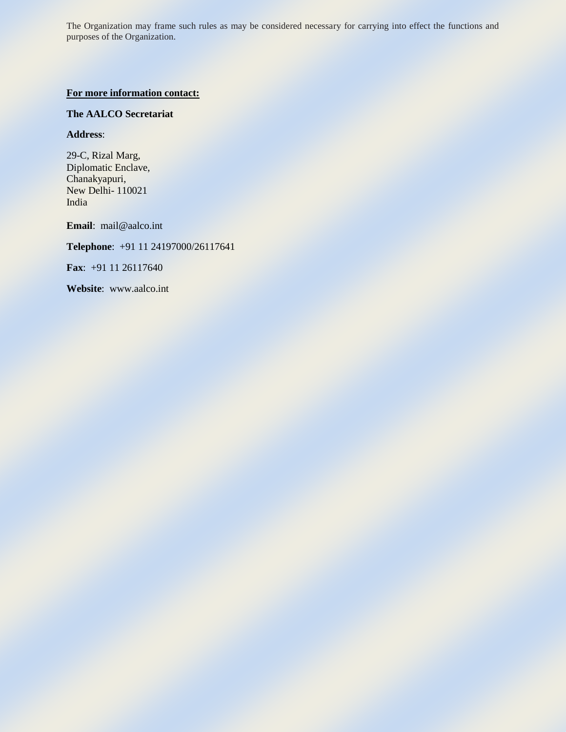The Organization may frame such rules as may be considered necessary for carrying into effect the functions and purposes of the Organization.

**For more information contact:**

**The AALCO Secretariat**

**Address**:

29-C, Rizal Marg,
Diplomatic Enclave,
Chanakyapuri,
New Delhi- 110021
India

**Email**: mail@aalco.int

**Telephone**: +91 11 24197000/26117641

**Fax**: +91 11 26117640

**Website**: www.aalco.int